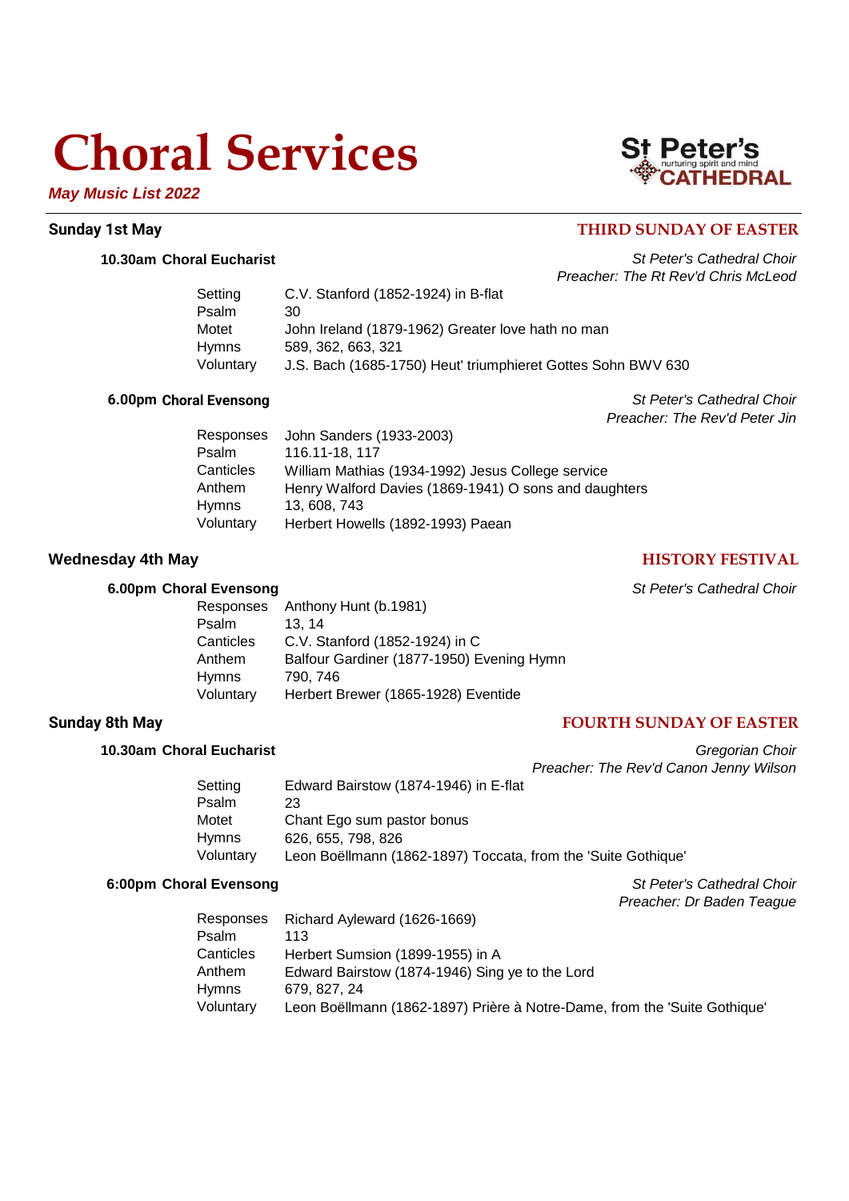# Choral Services

***May Music List 2022***

St Peter's nurturing spirit and mind CATHEDRAL

## Sunday 1st May — THIRD SUNDAY OF EASTER

### 10.30am Choral Eucharist

*St Peter's Cathedral Choir*
*Preacher: The Rt Rev'd Chris McLeod*

| | |
|---|---|
| Setting | C.V. Stanford (1852-1924) in B-flat |
| Psalm | 30 |
| Motet | John Ireland (1879-1962) Greater love hath no man |
| Hymns | 589, 362, 663, 321 |
| Voluntary | J.S. Bach (1685-1750) Heut' triumphieret Gottes Sohn BWV 630 |

### 6.00pm Choral Evensong

*St Peter's Cathedral Choir*
*Preacher: The Rev'd Peter Jin*

| | |
|---|---|
| Responses | John Sanders (1933-2003) |
| Psalm | 116.11-18, 117 |
| Canticles | William Mathias (1934-1992) Jesus College service |
| Anthem | Henry Walford Davies (1869-1941) O sons and daughters |
| Hymns | 13, 608, 743 |
| Voluntary | Herbert Howells (1892-1993) Paean |

## Wednesday 4th May — HISTORY FESTIVAL

### 6.00pm Choral Evensong

*St Peter's Cathedral Choir*

| | |
|---|---|
| Responses | Anthony Hunt (b.1981) |
| Psalm | 13, 14 |
| Canticles | C.V. Stanford (1852-1924) in C |
| Anthem | Balfour Gardiner (1877-1950) Evening Hymn |
| Hymns | 790, 746 |
| Voluntary | Herbert Brewer (1865-1928) Eventide |

## Sunday 8th May — FOURTH SUNDAY OF EASTER

### 10.30am Choral Eucharist

*Gregorian Choir*
*Preacher: The Rev'd Canon Jenny Wilson*

| | |
|---|---|
| Setting | Edward Bairstow (1874-1946) in E-flat |
| Psalm | 23 |
| Motet | Chant Ego sum pastor bonus |
| Hymns | 626, 655, 798, 826 |
| Voluntary | Leon Boëllmann (1862-1897) Toccata, from the 'Suite Gothique' |

### 6:00pm Choral Evensong

*St Peter's Cathedral Choir*
*Preacher: Dr Baden Teague*

| | |
|---|---|
| Responses | Richard Ayleward (1626-1669) |
| Psalm | 113 |
| Canticles | Herbert Sumsion (1899-1955) in A |
| Anthem | Edward Bairstow (1874-1946) Sing ye to the Lord |
| Hymns | 679, 827, 24 |
| Voluntary | Leon Boëllmann (1862-1897) Prière à Notre-Dame, from the 'Suite Gothique' |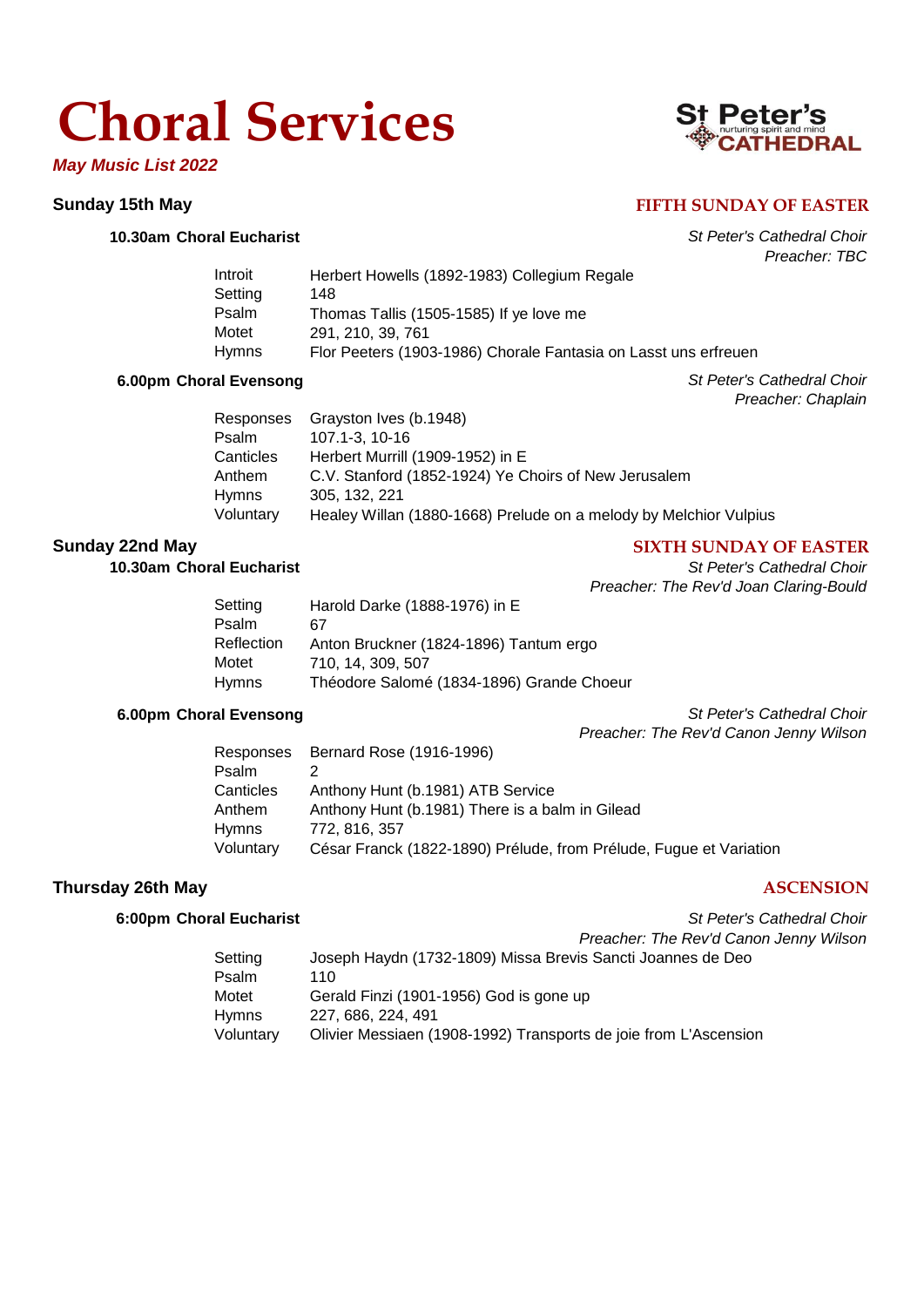# Choral Services

***May Music List 2022***

St Peter's
nurturing spirit and mind
CATHEDRAL

## Sunday 15th May — FIFTH SUNDAY OF EASTER

### 10.30am Choral Eucharist

*St Peter's Cathedral Choir*
*Preacher: TBC*

| | |
|---|---|
| Introit | Herbert Howells (1892-1983) Collegium Regale |
| Setting | 148 |
| Psalm | Thomas Tallis (1505-1585) If ye love me |
| Motet | 291, 210, 39, 761 |
| Hymns | Flor Peeters (1903-1986) Chorale Fantasia on Lasst uns erfreuen |

### 6.00pm Choral Evensong

*St Peter's Cathedral Choir*
*Preacher: Chaplain*

| | |
|---|---|
| Responses | Grayston Ives (b.1948) |
| Psalm | 107.1-3, 10-16 |
| Canticles | Herbert Murrill (1909-1952) in E |
| Anthem | C.V. Stanford (1852-1924) Ye Choirs of New Jerusalem |
| Hymns | 305, 132, 221 |
| Voluntary | Healey Willan (1880-1668) Prelude on a melody by Melchior Vulpius |

## Sunday 22nd May — SIXTH SUNDAY OF EASTER

### 10.30am Choral Eucharist

*St Peter's Cathedral Choir*
*Preacher: The Rev'd Joan Claring-Bould*

| | |
|---|---|
| Setting | Harold Darke (1888-1976) in E |
| Psalm | 67 |
| Reflection | Anton Bruckner (1824-1896) Tantum ergo |
| Motet | 710, 14, 309, 507 |
| Hymns | Théodore Salomé (1834-1896) Grande Choeur |

### 6.00pm Choral Evensong

*St Peter's Cathedral Choir*
*Preacher: The Rev'd Canon Jenny Wilson*

| | |
|---|---|
| Responses | Bernard Rose (1916-1996) |
| Psalm | 2 |
| Canticles | Anthony Hunt (b.1981) ATB Service |
| Anthem | Anthony Hunt (b.1981) There is a balm in Gilead |
| Hymns | 772, 816, 357 |
| Voluntary | César Franck (1822-1890) Prélude, from Prélude, Fugue et Variation |

## Thursday 26th May — ASCENSION

### 6:00pm Choral Eucharist

*St Peter's Cathedral Choir*
*Preacher: The Rev'd Canon Jenny Wilson*

| | |
|---|---|
| Setting | Joseph Haydn (1732-1809) Missa Brevis Sancti Joannes de Deo |
| Psalm | 110 |
| Motet | Gerald Finzi (1901-1956) God is gone up |
| Hymns | 227, 686, 224, 491 |
| Voluntary | Olivier Messiaen (1908-1992) Transports de joie from L'Ascension |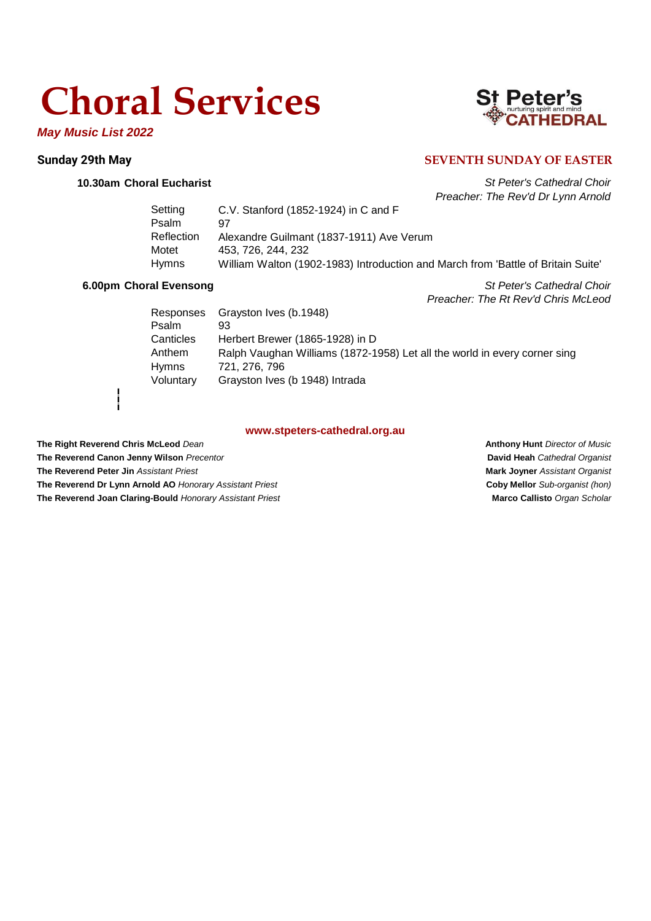# Choral Services

***May Music List 2022***

St Peter's nurturing spirit and mind CATHEDRAL

## Sunday 29th May

**SEVENTH SUNDAY OF EASTER**

### 10.30am Choral Eucharist

*St Peter's Cathedral Choir*
*Preacher: The Rev'd Dr Lynn Arnold*

| | |
|---|---|
| Setting | C.V. Stanford (1852-1924) in C and F |
| Psalm | 97 |
| Reflection | Alexandre Guilmant (1837-1911) Ave Verum |
| Motet | 453, 726, 244, 232 |
| Hymns | William Walton (1902-1983) Introduction and March from 'Battle of Britain Suite' |

### 6.00pm Choral Evensong

*St Peter's Cathedral Choir*
*Preacher: The Rt Rev'd Chris McLeod*

| | |
|---|---|
| Responses | Grayston Ives (b.1948) |
| Psalm | 93 |
| Canticles | Herbert Brewer (1865-1928) in D |
| Anthem | Ralph Vaughan Williams (1872-1958) Let all the world in every corner sing |
| Hymns | 721, 276, 796 |
| Voluntary | Grayston Ives (b 1948) Intrada |

**www.stpeters-cathedral.org.au**

**The Right Reverend Chris McLeod** *Dean*
**The Reverend Canon Jenny Wilson** *Precentor*
**The Reverend Peter Jin** *Assistant Priest*
**The Reverend Dr Lynn Arnold AO** *Honorary Assistant Priest*
**The Reverend Joan Claring-Bould** *Honorary Assistant Priest*

**Anthony Hunt** *Director of Music*
**David Heah** *Cathedral Organist*
**Mark Joyner** *Assistant Organist*
**Coby Mellor** *Sub-organist (hon)*
**Marco Callisto** *Organ Scholar*